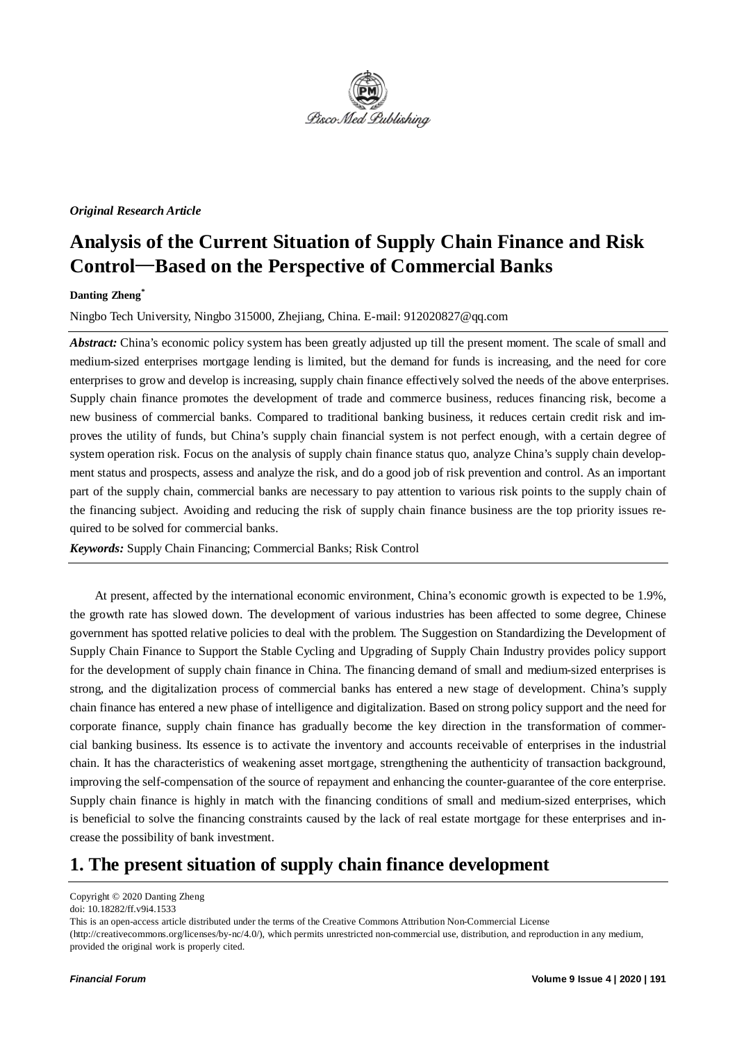*Original Research Article*

# Analysis of the Current Situation of Supply Chain Finance and Risk Control—Based on the Perspective of Commercial Banks

**Danting Zheng***

Ningbo Tech University, Ningbo 315000, Zhejiang, China. E-mail: 912020827@qq.com

***Abstract:*** China's economic policy system has been greatly adjusted up till the present moment. The scale of small and medium-sized enterprises mortgage lending is limited, but the demand for funds is increasing, and the need for core enterprises to grow and develop is increasing, supply chain finance effectively solved the needs of the above enterprises. Supply chain finance promotes the development of trade and commerce business, reduces financing risk, become a new business of commercial banks. Compared to traditional banking business, it reduces certain credit risk and improves the utility of funds, but China's supply chain financial system is not perfect enough, with a certain degree of system operation risk. Focus on the analysis of supply chain finance status quo, analyze China's supply chain development status and prospects, assess and analyze the risk, and do a good job of risk prevention and control. As an important part of the supply chain, commercial banks are necessary to pay attention to various risk points to the supply chain of the financing subject. Avoiding and reducing the risk of supply chain finance business are the top priority issues required to be solved for commercial banks.

***Keywords:*** Supply Chain Financing; Commercial Banks; Risk Control

At present, affected by the international economic environment, China's economic growth is expected to be 1.9%, the growth rate has slowed down. The development of various industries has been affected to some degree, Chinese government has spotted relative policies to deal with the problem. The Suggestion on Standardizing the Development of Supply Chain Finance to Support the Stable Cycling and Upgrading of Supply Chain Industry provides policy support for the development of supply chain finance in China. The financing demand of small and medium-sized enterprises is strong, and the digitalization process of commercial banks has entered a new stage of development. China's supply chain finance has entered a new phase of intelligence and digitalization. Based on strong policy support and the need for corporate finance, supply chain finance has gradually become the key direction in the transformation of commercial banking business. Its essence is to activate the inventory and accounts receivable of enterprises in the industrial chain. It has the characteristics of weakening asset mortgage, strengthening the authenticity of transaction background, improving the self-compensation of the source of repayment and enhancing the counter-guarantee of the core enterprise. Supply chain finance is highly in match with the financing conditions of small and medium-sized enterprises, which is beneficial to solve the financing constraints caused by the lack of real estate mortgage for these enterprises and increase the possibility of bank investment.

## 1. The present situation of supply chain finance development

Copyright © 2020 Danting Zheng

doi: 10.18282/ff.v9i4.1533

This is an open-access article distributed under the terms of the Creative Commons Attribution Non-Commercial License (http://creativecommons.org/licenses/by-nc/4.0/), which permits unrestricted non-commercial use, distribution, and reproduction in any medium, provided the original work is properly cited.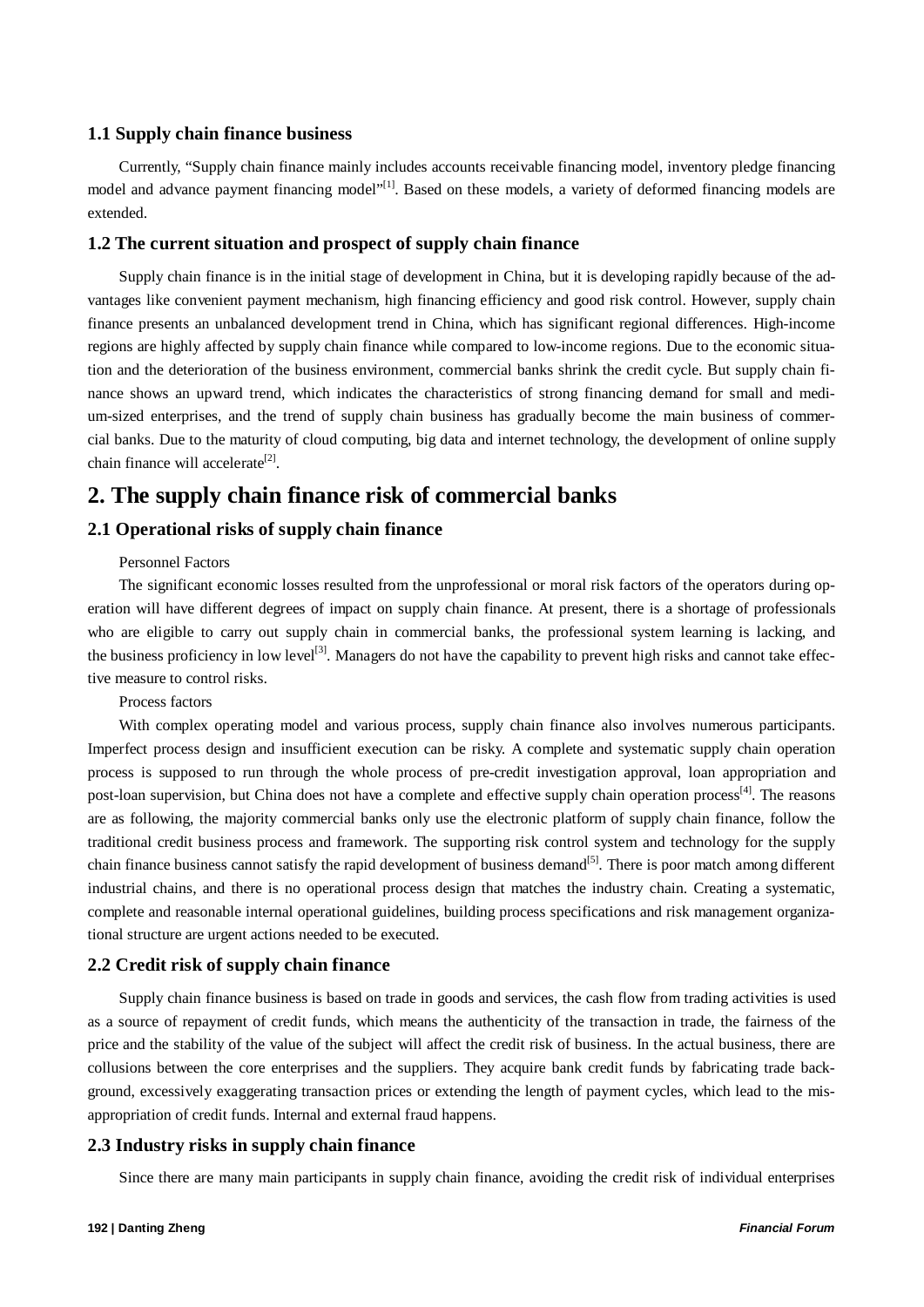### 1.1 Supply chain finance business

Currently, "Supply chain finance mainly includes accounts receivable financing model, inventory pledge financing model and advance payment financing model"[1]. Based on these models, a variety of deformed financing models are extended.

### 1.2 The current situation and prospect of supply chain finance

Supply chain finance is in the initial stage of development in China, but it is developing rapidly because of the advantages like convenient payment mechanism, high financing efficiency and good risk control. However, supply chain finance presents an unbalanced development trend in China, which has significant regional differences. High-income regions are highly affected by supply chain finance while compared to low-income regions. Due to the economic situation and the deterioration of the business environment, commercial banks shrink the credit cycle. But supply chain finance shows an upward trend, which indicates the characteristics of strong financing demand for small and medium-sized enterprises, and the trend of supply chain business has gradually become the main business of commercial banks. Due to the maturity of cloud computing, big data and internet technology, the development of online supply chain finance will accelerate[2].

## 2. The supply chain finance risk of commercial banks

### 2.1 Operational risks of supply chain finance

Personnel Factors

The significant economic losses resulted from the unprofessional or moral risk factors of the operators during operation will have different degrees of impact on supply chain finance. At present, there is a shortage of professionals who are eligible to carry out supply chain in commercial banks, the professional system learning is lacking, and the business proficiency in low level[3]. Managers do not have the capability to prevent high risks and cannot take effective measure to control risks.

Process factors

With complex operating model and various process, supply chain finance also involves numerous participants. Imperfect process design and insufficient execution can be risky. A complete and systematic supply chain operation process is supposed to run through the whole process of pre-credit investigation approval, loan appropriation and post-loan supervision, but China does not have a complete and effective supply chain operation process[4]. The reasons are as following, the majority commercial banks only use the electronic platform of supply chain finance, follow the traditional credit business process and framework. The supporting risk control system and technology for the supply chain finance business cannot satisfy the rapid development of business demand[5]. There is poor match among different industrial chains, and there is no operational process design that matches the industry chain. Creating a systematic, complete and reasonable internal operational guidelines, building process specifications and risk management organizational structure are urgent actions needed to be executed.

### 2.2 Credit risk of supply chain finance

Supply chain finance business is based on trade in goods and services, the cash flow from trading activities is used as a source of repayment of credit funds, which means the authenticity of the transaction in trade, the fairness of the price and the stability of the value of the subject will affect the credit risk of business. In the actual business, there are collusions between the core enterprises and the suppliers. They acquire bank credit funds by fabricating trade background, excessively exaggerating transaction prices or extending the length of payment cycles, which lead to the misappropriation of credit funds. Internal and external fraud happens.

### 2.3 Industry risks in supply chain finance

Since there are many main participants in supply chain finance, avoiding the credit risk of individual enterprises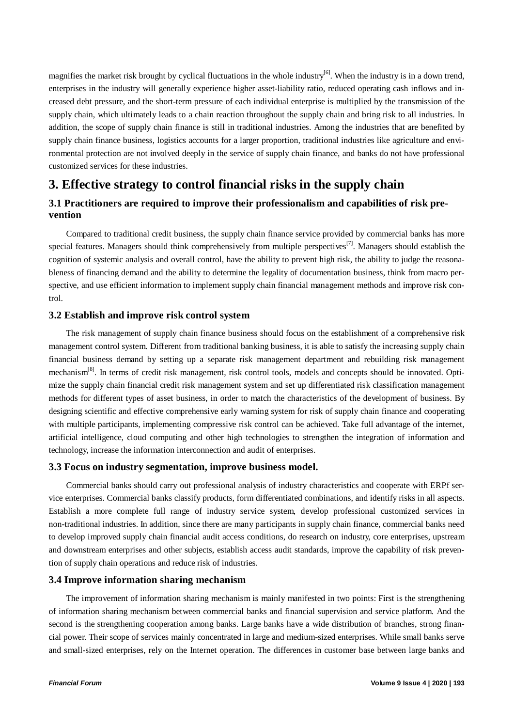magnifies the market risk brought by cyclical fluctuations in the whole industry[6]. When the industry is in a down trend, enterprises in the industry will generally experience higher asset-liability ratio, reduced operating cash inflows and increased debt pressure, and the short-term pressure of each individual enterprise is multiplied by the transmission of the supply chain, which ultimately leads to a chain reaction throughout the supply chain and bring risk to all industries. In addition, the scope of supply chain finance is still in traditional industries. Among the industries that are benefited by supply chain finance business, logistics accounts for a larger proportion, traditional industries like agriculture and environmental protection are not involved deeply in the service of supply chain finance, and banks do not have professional customized services for these industries.

## 3. Effective strategy to control financial risks in the supply chain

### 3.1 Practitioners are required to improve their professionalism and capabilities of risk prevention

Compared to traditional credit business, the supply chain finance service provided by commercial banks has more special features. Managers should think comprehensively from multiple perspectives[7]. Managers should establish the cognition of systemic analysis and overall control, have the ability to prevent high risk, the ability to judge the reasonableness of financing demand and the ability to determine the legality of documentation business, think from macro perspective, and use efficient information to implement supply chain financial management methods and improve risk control.

### 3.2 Establish and improve risk control system

The risk management of supply chain finance business should focus on the establishment of a comprehensive risk management control system. Different from traditional banking business, it is able to satisfy the increasing supply chain financial business demand by setting up a separate risk management department and rebuilding risk management mechanism[8]. In terms of credit risk management, risk control tools, models and concepts should be innovated. Optimize the supply chain financial credit risk management system and set up differentiated risk classification management methods for different types of asset business, in order to match the characteristics of the development of business. By designing scientific and effective comprehensive early warning system for risk of supply chain finance and cooperating with multiple participants, implementing compressive risk control can be achieved. Take full advantage of the internet, artificial intelligence, cloud computing and other high technologies to strengthen the integration of information and technology, increase the information interconnection and audit of enterprises.

### 3.3 Focus on industry segmentation, improve business model.

Commercial banks should carry out professional analysis of industry characteristics and cooperate with ERPf service enterprises. Commercial banks classify products, form differentiated combinations, and identify risks in all aspects. Establish a more complete full range of industry service system, develop professional customized services in non-traditional industries. In addition, since there are many participants in supply chain finance, commercial banks need to develop improved supply chain financial audit access conditions, do research on industry, core enterprises, upstream and downstream enterprises and other subjects, establish access audit standards, improve the capability of risk prevention of supply chain operations and reduce risk of industries.

### 3.4 Improve information sharing mechanism

The improvement of information sharing mechanism is mainly manifested in two points: First is the strengthening of information sharing mechanism between commercial banks and financial supervision and service platform. And the second is the strengthening cooperation among banks. Large banks have a wide distribution of branches, strong financial power. Their scope of services mainly concentrated in large and medium-sized enterprises. While small banks serve and small-sized enterprises, rely on the Internet operation. The differences in customer base between large banks and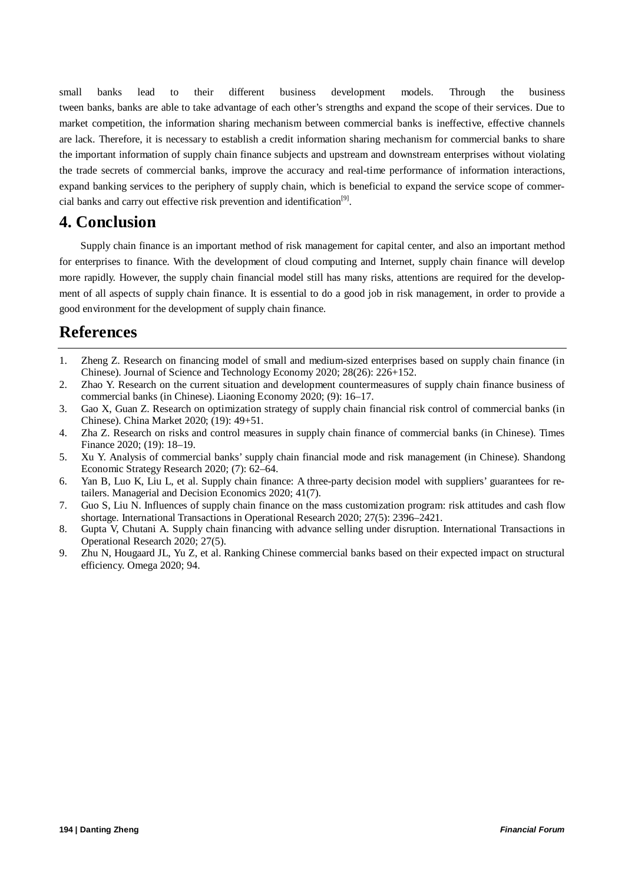small banks lead to their different business development models. Through the business tween banks, banks are able to take advantage of each other's strengths and expand the scope of their services. Due to market competition, the information sharing mechanism between commercial banks is ineffective, effective channels are lack. Therefore, it is necessary to establish a credit information sharing mechanism for commercial banks to share the important information of supply chain finance subjects and upstream and downstream enterprises without violating the trade secrets of commercial banks, improve the accuracy and real-time performance of information interactions, expand banking services to the periphery of supply chain, which is beneficial to expand the service scope of commercial banks and carry out effective risk prevention and identification[9].

## 4. Conclusion

Supply chain finance is an important method of risk management for capital center, and also an important method for enterprises to finance. With the development of cloud computing and Internet, supply chain finance will develop more rapidly. However, the supply chain financial model still has many risks, attentions are required for the development of all aspects of supply chain finance. It is essential to do a good job in risk management, in order to provide a good environment for the development of supply chain finance.

## References

1. Zheng Z. Research on financing model of small and medium-sized enterprises based on supply chain finance (in Chinese). Journal of Science and Technology Economy 2020; 28(26): 226+152.
2. Zhao Y. Research on the current situation and development countermeasures of supply chain finance business of commercial banks (in Chinese). Liaoning Economy 2020; (9): 16–17.
3. Gao X, Guan Z. Research on optimization strategy of supply chain financial risk control of commercial banks (in Chinese). China Market 2020; (19): 49+51.
4. Zha Z. Research on risks and control measures in supply chain finance of commercial banks (in Chinese). Times Finance 2020; (19): 18–19.
5. Xu Y. Analysis of commercial banks' supply chain financial mode and risk management (in Chinese). Shandong Economic Strategy Research 2020; (7): 62–64.
6. Yan B, Luo K, Liu L, et al. Supply chain finance: A three-party decision model with suppliers' guarantees for retailers. Managerial and Decision Economics 2020; 41(7).
7. Guo S, Liu N. Influences of supply chain finance on the mass customization program: risk attitudes and cash flow shortage. International Transactions in Operational Research 2020; 27(5): 2396–2421.
8. Gupta V, Chutani A. Supply chain financing with advance selling under disruption. International Transactions in Operational Research 2020; 27(5).
9. Zhu N, Hougaard JL, Yu Z, et al. Ranking Chinese commercial banks based on their expected impact on structural efficiency. Omega 2020; 94.